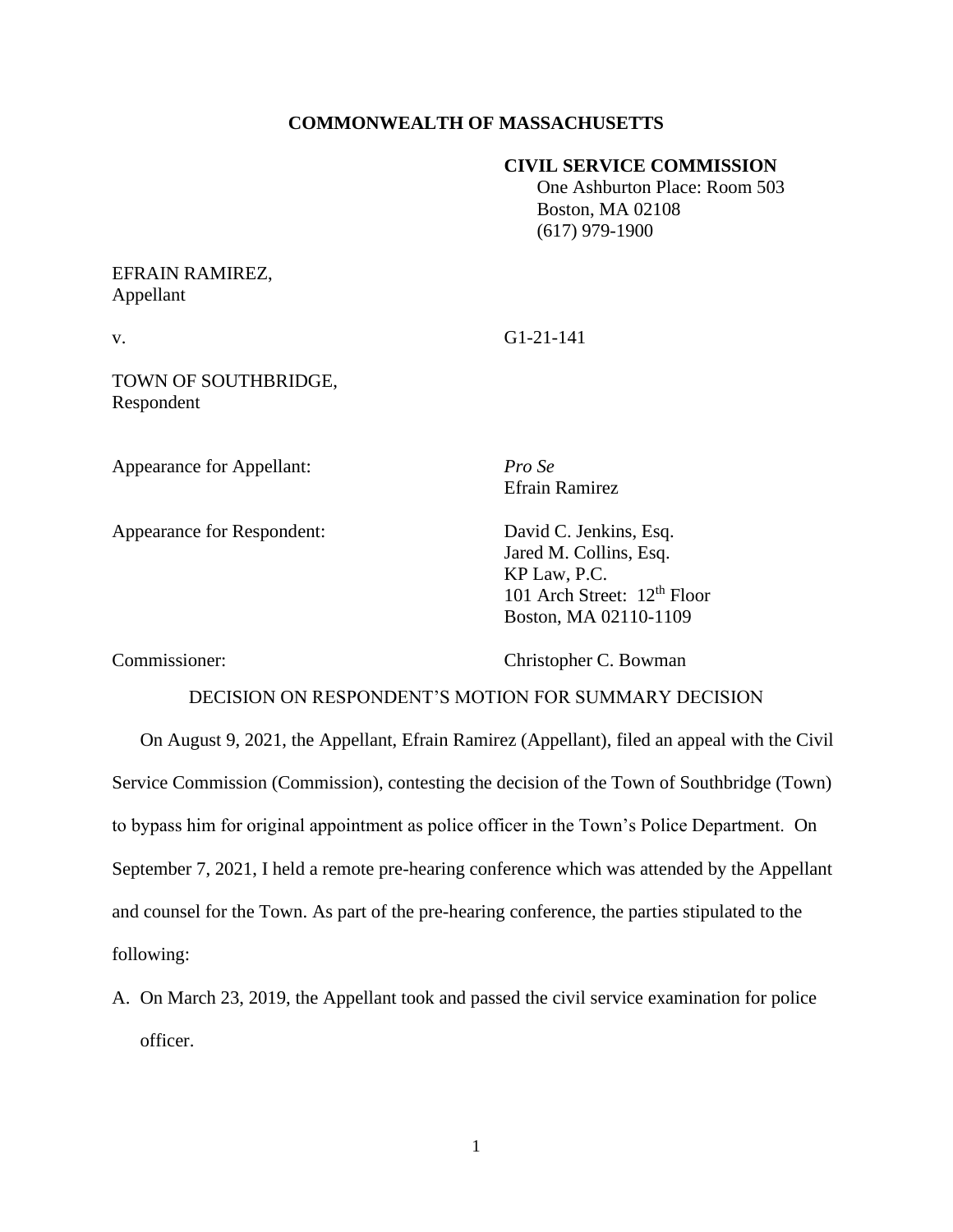**COMMONWEALTH OF MASSACHUSETTS**

**CIVIL SERVICE COMMISSION**
One Ashburton Place: Room 503
Boston, MA 02108
(617) 979-1900

EFRAIN RAMIREZ,
Appellant

v. G1-21-141

TOWN OF SOUTHBRIDGE,
Respondent

Appearance for Appellant: *Pro Se*
Efrain Ramirez

Appearance for Respondent: David C. Jenkins, Esq.
Jared M. Collins, Esq.
KP Law, P.C.
101 Arch Street: 12th Floor
Boston, MA 02110-1109

Commissioner: Christopher C. Bowman

DECISION ON RESPONDENT'S MOTION FOR SUMMARY DECISION

On August 9, 2021, the Appellant, Efrain Ramirez (Appellant), filed an appeal with the Civil Service Commission (Commission), contesting the decision of the Town of Southbridge (Town) to bypass him for original appointment as police officer in the Town's Police Department. On September 7, 2021, I held a remote pre-hearing conference which was attended by the Appellant and counsel for the Town. As part of the pre-hearing conference, the parties stipulated to the following:

A. On March 23, 2019, the Appellant took and passed the civil service examination for police officer.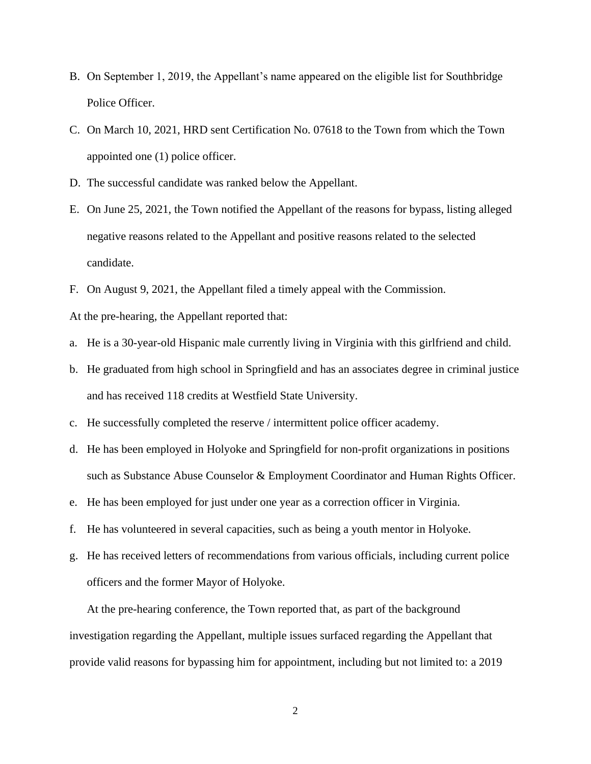B. On September 1, 2019, the Appellant's name appeared on the eligible list for Southbridge Police Officer.

C. On March 10, 2021, HRD sent Certification No. 07618 to the Town from which the Town appointed one (1) police officer.

D. The successful candidate was ranked below the Appellant.

E. On June 25, 2021, the Town notified the Appellant of the reasons for bypass, listing alleged negative reasons related to the Appellant and positive reasons related to the selected candidate.

F. On August 9, 2021, the Appellant filed a timely appeal with the Commission.

At the pre-hearing, the Appellant reported that:

a. He is a 30-year-old Hispanic male currently living in Virginia with this girlfriend and child.

b. He graduated from high school in Springfield and has an associates degree in criminal justice and has received 118 credits at Westfield State University.

c. He successfully completed the reserve / intermittent police officer academy.

d. He has been employed in Holyoke and Springfield for non-profit organizations in positions such as Substance Abuse Counselor & Employment Coordinator and Human Rights Officer.

e. He has been employed for just under one year as a correction officer in Virginia.

f. He has volunteered in several capacities, such as being a youth mentor in Holyoke.

g. He has received letters of recommendations from various officials, including current police officers and the former Mayor of Holyoke.

At the pre-hearing conference, the Town reported that, as part of the background investigation regarding the Appellant, multiple issues surfaced regarding the Appellant that provide valid reasons for bypassing him for appointment, including but not limited to: a 2019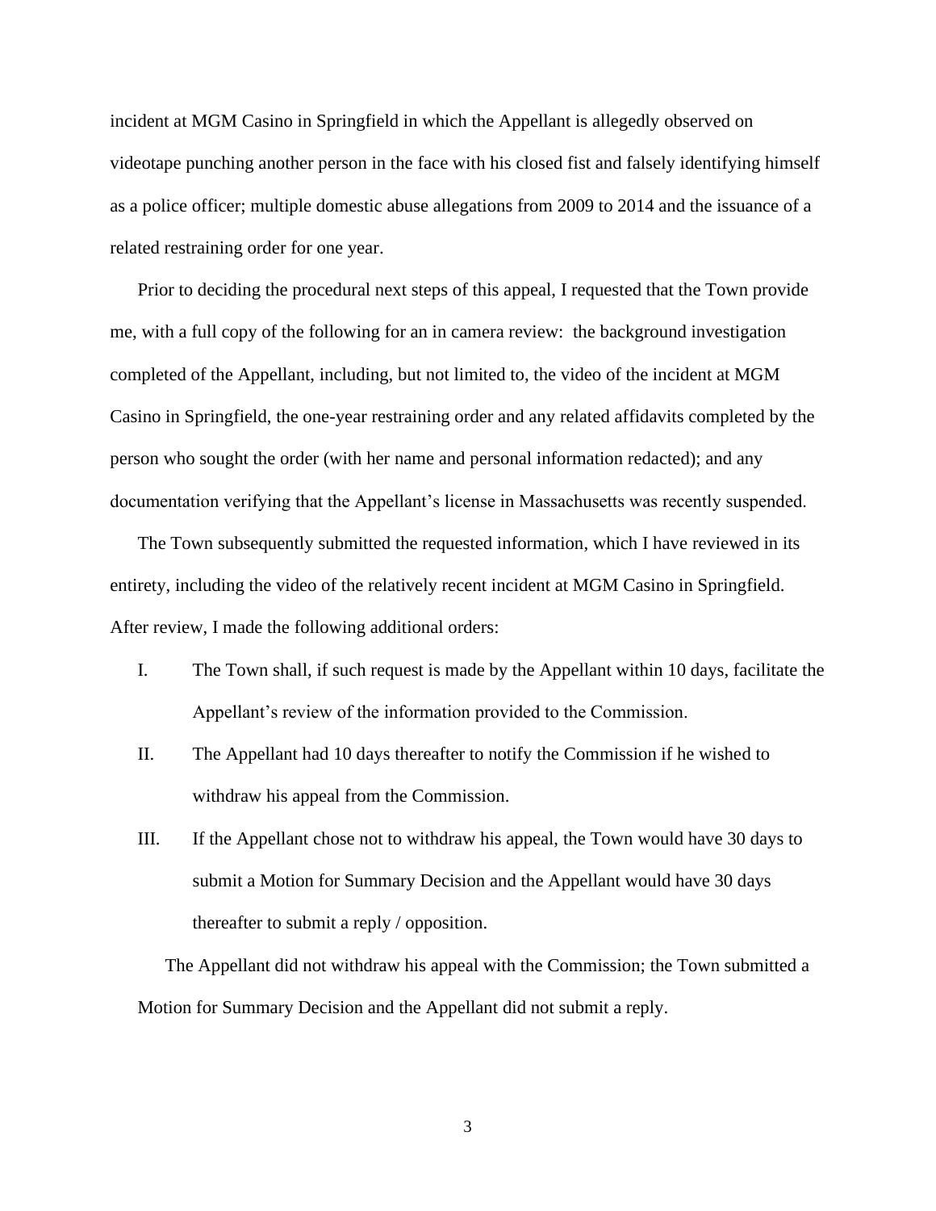incident at MGM Casino in Springfield in which the Appellant is allegedly observed on videotape punching another person in the face with his closed fist and falsely identifying himself as a police officer; multiple domestic abuse allegations from 2009 to 2014 and the issuance of a related restraining order for one year.

Prior to deciding the procedural next steps of this appeal, I requested that the Town provide me, with a full copy of the following for an in camera review: the background investigation completed of the Appellant, including, but not limited to, the video of the incident at MGM Casino in Springfield, the one-year restraining order and any related affidavits completed by the person who sought the order (with her name and personal information redacted); and any documentation verifying that the Appellant's license in Massachusetts was recently suspended.

The Town subsequently submitted the requested information, which I have reviewed in its entirety, including the video of the relatively recent incident at MGM Casino in Springfield. After review, I made the following additional orders:

I. The Town shall, if such request is made by the Appellant within 10 days, facilitate the Appellant's review of the information provided to the Commission.

II. The Appellant had 10 days thereafter to notify the Commission if he wished to withdraw his appeal from the Commission.

III. If the Appellant chose not to withdraw his appeal, the Town would have 30 days to submit a Motion for Summary Decision and the Appellant would have 30 days thereafter to submit a reply / opposition.

The Appellant did not withdraw his appeal with the Commission; the Town submitted a Motion for Summary Decision and the Appellant did not submit a reply.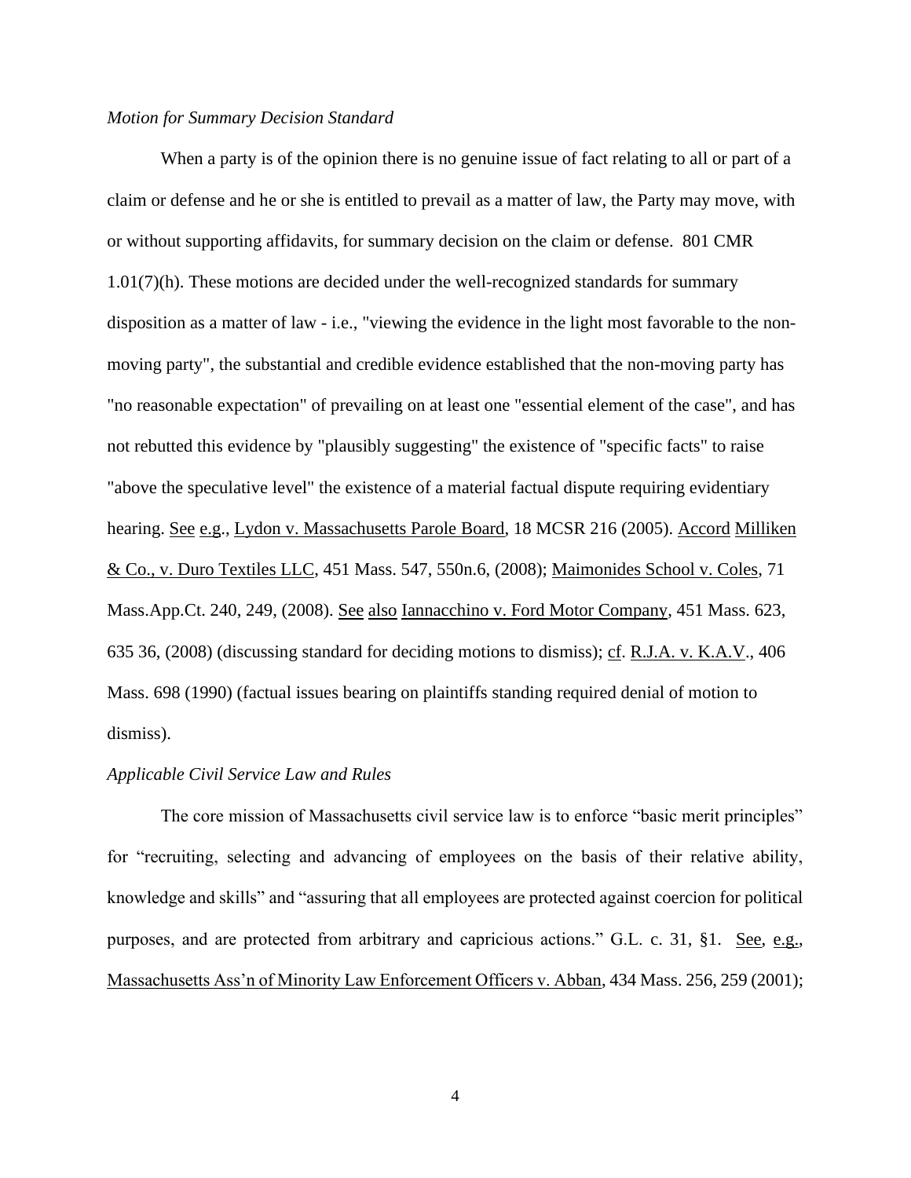*Motion for Summary Decision Standard*

When a party is of the opinion there is no genuine issue of fact relating to all or part of a claim or defense and he or she is entitled to prevail as a matter of law, the Party may move, with or without supporting affidavits, for summary decision on the claim or defense. 801 CMR 1.01(7)(h). These motions are decided under the well-recognized standards for summary disposition as a matter of law - i.e., "viewing the evidence in the light most favorable to the non-moving party", the substantial and credible evidence established that the non-moving party has "no reasonable expectation" of prevailing on at least one "essential element of the case", and has not rebutted this evidence by "plausibly suggesting" the existence of "specific facts" to raise "above the speculative level" the existence of a material factual dispute requiring evidentiary hearing. See e.g., Lydon v. Massachusetts Parole Board, 18 MCSR 216 (2005). Accord Milliken & Co., v. Duro Textiles LLC, 451 Mass. 547, 550n.6, (2008); Maimonides School v. Coles, 71 Mass.App.Ct. 240, 249, (2008). See also Iannacchino v. Ford Motor Company, 451 Mass. 623, 635 36, (2008) (discussing standard for deciding motions to dismiss); cf. R.J.A. v. K.A.V., 406 Mass. 698 (1990) (factual issues bearing on plaintiffs standing required denial of motion to dismiss).

*Applicable Civil Service Law and Rules*

The core mission of Massachusetts civil service law is to enforce "basic merit principles" for "recruiting, selecting and advancing of employees on the basis of their relative ability, knowledge and skills" and "assuring that all employees are protected against coercion for political purposes, and are protected from arbitrary and capricious actions." G.L. c. 31, §1. See, e.g., Massachusetts Ass'n of Minority Law Enforcement Officers v. Abban, 434 Mass. 256, 259 (2001);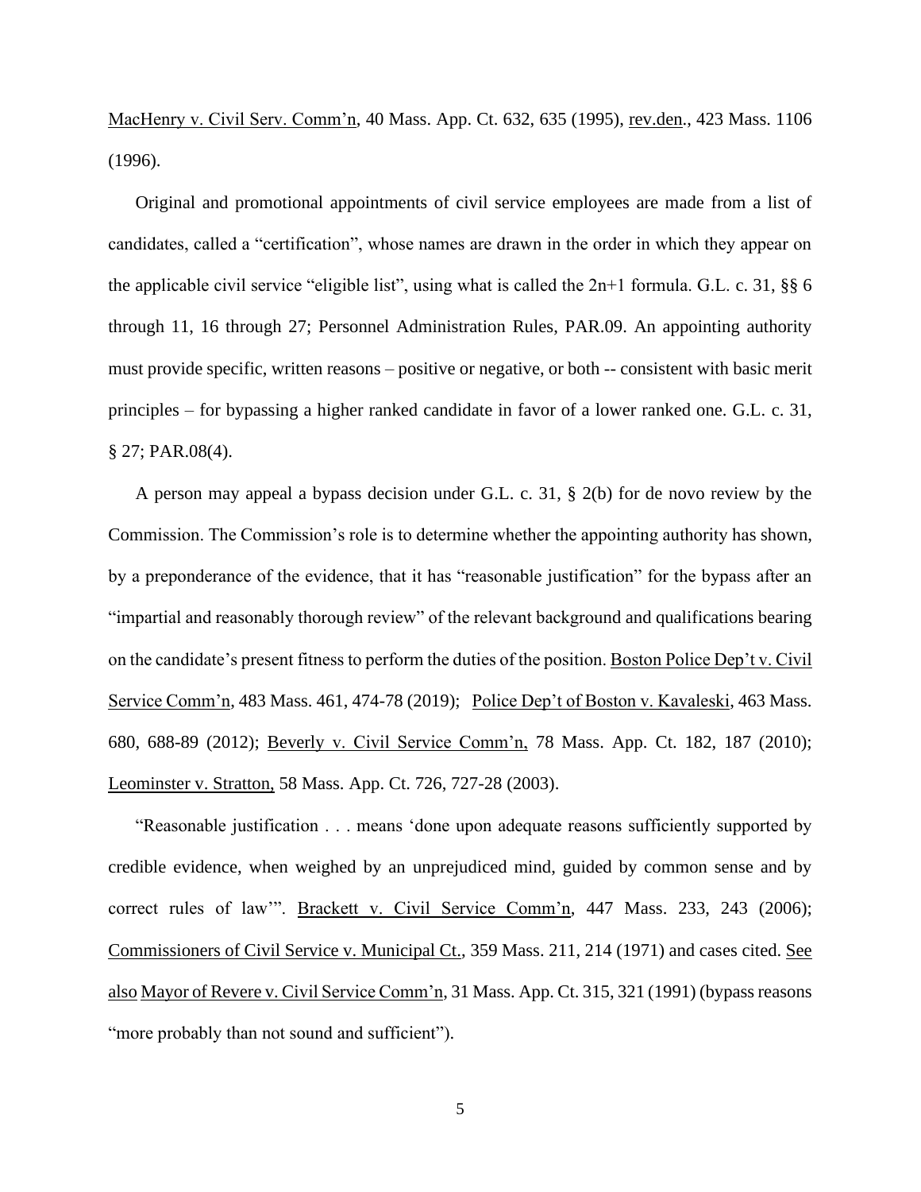MacHenry v. Civil Serv. Comm'n, 40 Mass. App. Ct. 632, 635 (1995), rev.den., 423 Mass. 1106 (1996).

Original and promotional appointments of civil service employees are made from a list of candidates, called a "certification", whose names are drawn in the order in which they appear on the applicable civil service "eligible list", using what is called the 2n+1 formula. G.L. c. 31, §§ 6 through 11, 16 through 27; Personnel Administration Rules, PAR.09. An appointing authority must provide specific, written reasons – positive or negative, or both -- consistent with basic merit principles – for bypassing a higher ranked candidate in favor of a lower ranked one. G.L. c. 31, § 27; PAR.08(4).

A person may appeal a bypass decision under G.L. c. 31, § 2(b) for de novo review by the Commission. The Commission's role is to determine whether the appointing authority has shown, by a preponderance of the evidence, that it has "reasonable justification" for the bypass after an "impartial and reasonably thorough review" of the relevant background and qualifications bearing on the candidate's present fitness to perform the duties of the position. Boston Police Dep't v. Civil Service Comm'n, 483 Mass. 461, 474-78 (2019); Police Dep't of Boston v. Kavaleski, 463 Mass. 680, 688-89 (2012); Beverly v. Civil Service Comm'n, 78 Mass. App. Ct. 182, 187 (2010); Leominster v. Stratton, 58 Mass. App. Ct. 726, 727-28 (2003).

"Reasonable justification . . . means 'done upon adequate reasons sufficiently supported by credible evidence, when weighed by an unprejudiced mind, guided by common sense and by correct rules of law'". Brackett v. Civil Service Comm'n, 447 Mass. 233, 243 (2006); Commissioners of Civil Service v. Municipal Ct., 359 Mass. 211, 214 (1971) and cases cited. See also Mayor of Revere v. Civil Service Comm'n, 31 Mass. App. Ct. 315, 321 (1991) (bypass reasons "more probably than not sound and sufficient").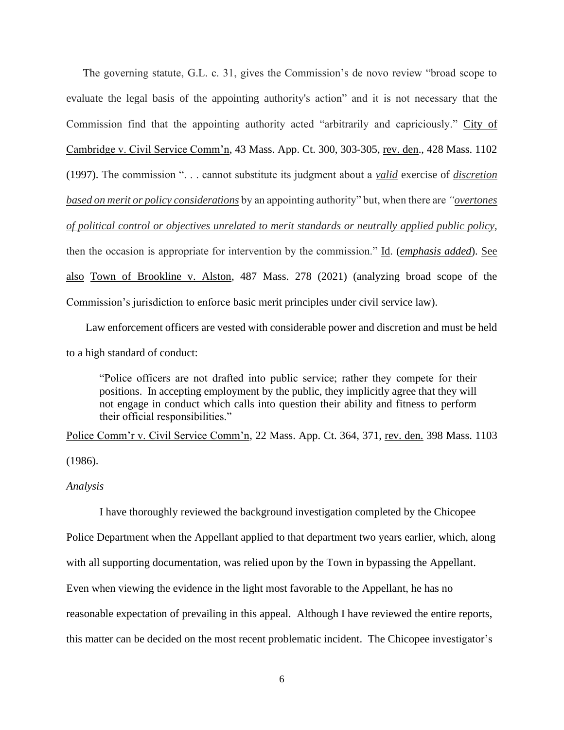The governing statute, G.L. c. 31, gives the Commission's de novo review "broad scope to evaluate the legal basis of the appointing authority's action" and it is not necessary that the Commission find that the appointing authority acted "arbitrarily and capriciously." City of Cambridge v. Civil Service Comm'n, 43 Mass. App. Ct. 300, 303-305, rev. den., 428 Mass. 1102 (1997). The commission ". . . cannot substitute its judgment about a ***valid*** exercise of ***discretion based on merit or policy considerations*** by an appointing authority" but, when there are *"overtones of political control or objectives unrelated to merit standards or neutrally applied public policy*, then the occasion is appropriate for intervention by the commission." Id. (***emphasis added***). See also Town of Brookline v. Alston, 487 Mass. 278 (2021) (analyzing broad scope of the Commission's jurisdiction to enforce basic merit principles under civil service law).

Law enforcement officers are vested with considerable power and discretion and must be held to a high standard of conduct:

> "Police officers are not drafted into public service; rather they compete for their positions. In accepting employment by the public, they implicitly agree that they will not engage in conduct which calls into question their ability and fitness to perform their official responsibilities."

Police Comm'r v. Civil Service Comm'n, 22 Mass. App. Ct. 364, 371, rev. den. 398 Mass. 1103 (1986).

*Analysis*

I have thoroughly reviewed the background investigation completed by the Chicopee Police Department when the Appellant applied to that department two years earlier, which, along with all supporting documentation, was relied upon by the Town in bypassing the Appellant. Even when viewing the evidence in the light most favorable to the Appellant, he has no reasonable expectation of prevailing in this appeal. Although I have reviewed the entire reports, this matter can be decided on the most recent problematic incident. The Chicopee investigator's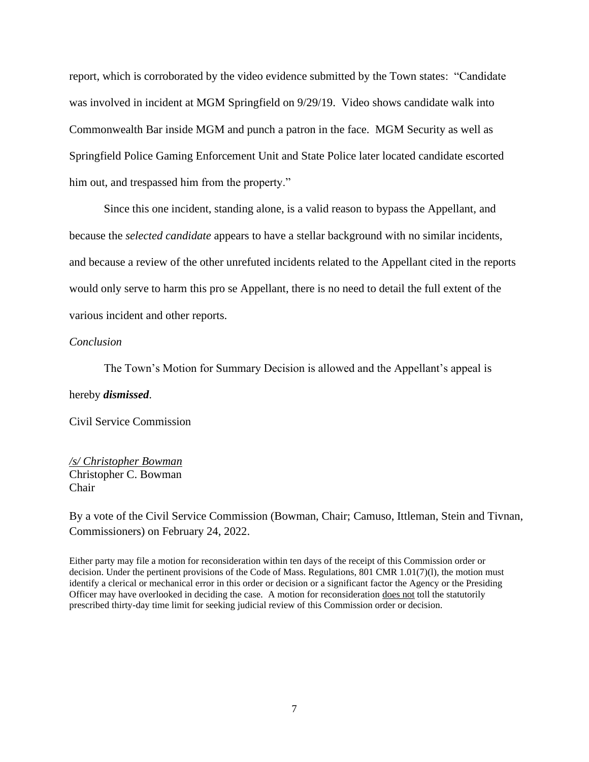report, which is corroborated by the video evidence submitted by the Town states: "Candidate was involved in incident at MGM Springfield on 9/29/19. Video shows candidate walk into Commonwealth Bar inside MGM and punch a patron in the face. MGM Security as well as Springfield Police Gaming Enforcement Unit and State Police later located candidate escorted him out, and trespassed him from the property."

Since this one incident, standing alone, is a valid reason to bypass the Appellant, and because the *selected candidate* appears to have a stellar background with no similar incidents, and because a review of the other unrefuted incidents related to the Appellant cited in the reports would only serve to harm this pro se Appellant, there is no need to detail the full extent of the various incident and other reports.

*Conclusion*

The Town's Motion for Summary Decision is allowed and the Appellant's appeal is hereby ***dismissed***.

Civil Service Commission

*/s/ Christopher Bowman*
Christopher C. Bowman
Chair

By a vote of the Civil Service Commission (Bowman, Chair; Camuso, Ittleman, Stein and Tivnan, Commissioners) on February 24, 2022.

Either party may file a motion for reconsideration within ten days of the receipt of this Commission order or decision. Under the pertinent provisions of the Code of Mass. Regulations, 801 CMR 1.01(7)(l), the motion must identify a clerical or mechanical error in this order or decision or a significant factor the Agency or the Presiding Officer may have overlooked in deciding the case. A motion for reconsideration does not toll the statutorily prescribed thirty-day time limit for seeking judicial review of this Commission order or decision.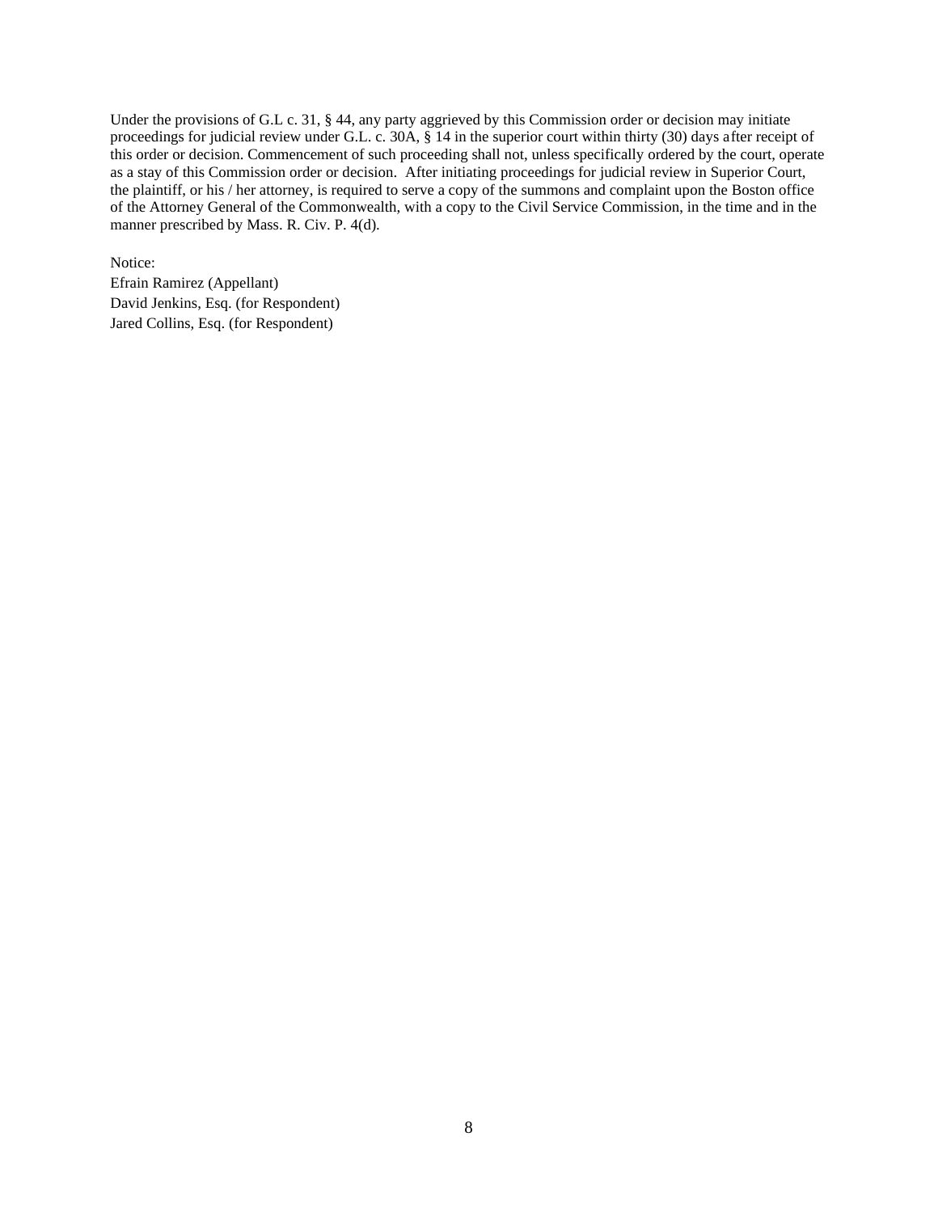Under the provisions of G.L c. 31, § 44, any party aggrieved by this Commission order or decision may initiate proceedings for judicial review under G.L. c. 30A, § 14 in the superior court within thirty (30) days after receipt of this order or decision. Commencement of such proceeding shall not, unless specifically ordered by the court, operate as a stay of this Commission order or decision. After initiating proceedings for judicial review in Superior Court, the plaintiff, or his / her attorney, is required to serve a copy of the summons and complaint upon the Boston office of the Attorney General of the Commonwealth, with a copy to the Civil Service Commission, in the time and in the manner prescribed by Mass. R. Civ. P. 4(d).

Notice:
Efrain Ramirez (Appellant)
David Jenkins, Esq. (for Respondent)
Jared Collins, Esq. (for Respondent)